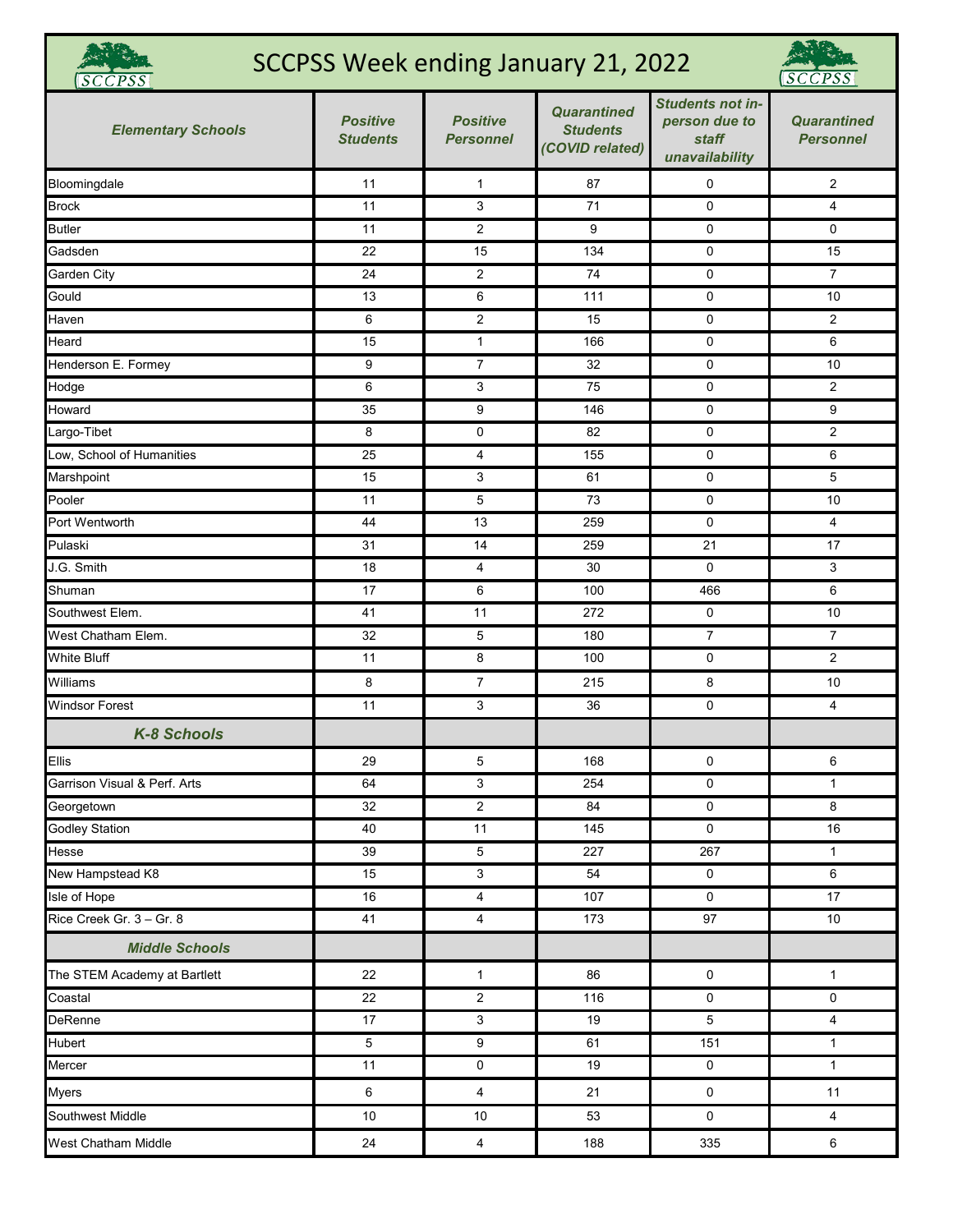# SCCPSS Week ending January 21, 2022

| *Elementary Schools* | *Positive Students* | *Positive Personnel* | *Quarantined Students (COVID related)* | *Students not in-person due to staff unavailability* | *Quarantined Personnel* |
|---|---|---|---|---|---|
| Bloomingdale | 11 | 1 | 87 | 0 | 2 |
| Brock | 11 | 3 | 71 | 0 | 4 |
| Butler | 11 | 2 | 9 | 0 | 0 |
| Gadsden | 22 | 15 | 134 | 0 | 15 |
| Garden City | 24 | 2 | 74 | 0 | 7 |
| Gould | 13 | 6 | 111 | 0 | 10 |
| Haven | 6 | 2 | 15 | 0 | 2 |
| Heard | 15 | 1 | 166 | 0 | 6 |
| Henderson E. Formey | 9 | 7 | 32 | 0 | 10 |
| Hodge | 6 | 3 | 75 | 0 | 2 |
| Howard | 35 | 9 | 146 | 0 | 9 |
| Largo-Tibet | 8 | 0 | 82 | 0 | 2 |
| Low, School of Humanities | 25 | 4 | 155 | 0 | 6 |
| Marshpoint | 15 | 3 | 61 | 0 | 5 |
| Pooler | 11 | 5 | 73 | 0 | 10 |
| Port Wentworth | 44 | 13 | 259 | 0 | 4 |
| Pulaski | 31 | 14 | 259 | 21 | 17 |
| J.G. Smith | 18 | 4 | 30 | 0 | 3 |
| Shuman | 17 | 6 | 100 | 466 | 6 |
| Southwest Elem. | 41 | 11 | 272 | 0 | 10 |
| West Chatham Elem. | 32 | 5 | 180 | 7 | 7 |
| White Bluff | 11 | 8 | 100 | 0 | 2 |
| Williams | 8 | 7 | 215 | 8 | 10 |
| Windsor Forest | 11 | 3 | 36 | 0 | 4 |
| ***K-8 Schools*** | | | | | |
| Ellis | 29 | 5 | 168 | 0 | 6 |
| Garrison Visual & Perf. Arts | 64 | 3 | 254 | 0 | 1 |
| Georgetown | 32 | 2 | 84 | 0 | 8 |
| Godley Station | 40 | 11 | 145 | 0 | 16 |
| Hesse | 39 | 5 | 227 | 267 | 1 |
| New Hampstead K8 | 15 | 3 | 54 | 0 | 6 |
| Isle of Hope | 16 | 4 | 107 | 0 | 17 |
| Rice Creek Gr. 3 – Gr. 8 | 41 | 4 | 173 | 97 | 10 |
| ***Middle Schools*** | | | | | |
| The STEM Academy at Bartlett | 22 | 1 | 86 | 0 | 1 |
| Coastal | 22 | 2 | 116 | 0 | 0 |
| DeRenne | 17 | 3 | 19 | 5 | 4 |
| Hubert | 5 | 9 | 61 | 151 | 1 |
| Mercer | 11 | 0 | 19 | 0 | 1 |
| Myers | 6 | 4 | 21 | 0 | 11 |
| Southwest Middle | 10 | 10 | 53 | 0 | 4 |
| West Chatham Middle | 24 | 4 | 188 | 335 | 6 |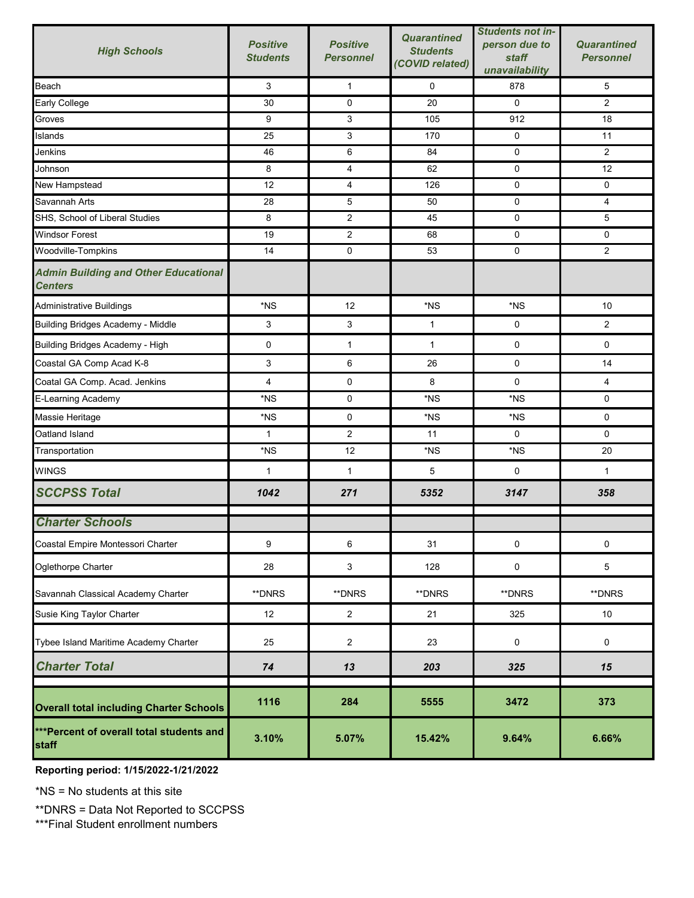| High Schools | Positive Students | Positive Personnel | Quarantined Students (COVID related) | Students not in-person due to staff unavailability | Quarantined Personnel |
|---|---|---|---|---|---|
| Beach | 3 | 1 | 0 | 878 | 5 |
| Early College | 30 | 0 | 20 | 0 | 2 |
| Groves | 9 | 3 | 105 | 912 | 18 |
| Islands | 25 | 3 | 170 | 0 | 11 |
| Jenkins | 46 | 6 | 84 | 0 | 2 |
| Johnson | 8 | 4 | 62 | 0 | 12 |
| New Hampstead | 12 | 4 | 126 | 0 | 0 |
| Savannah Arts | 28 | 5 | 50 | 0 | 4 |
| SHS, School of Liberal Studies | 8 | 2 | 45 | 0 | 5 |
| Windsor Forest | 19 | 2 | 68 | 0 | 0 |
| Woodville-Tompkins | 14 | 0 | 53 | 0 | 2 |
| ***Admin Building and Other Educational Centers*** | | | | | |
| Administrative Buildings | *NS | 12 | *NS | *NS | 10 |
| Building Bridges Academy - Middle | 3 | 3 | 1 | 0 | 2 |
| Building Bridges Academy - High | 0 | 1 | 1 | 0 | 0 |
| Coastal GA Comp Acad K-8 | 3 | 6 | 26 | 0 | 14 |
| Coatal GA Comp. Acad. Jenkins | 4 | 0 | 8 | 0 | 4 |
| E-Learning Academy | *NS | 0 | *NS | *NS | 0 |
| Massie Heritage | *NS | 0 | *NS | *NS | 0 |
| Oatland Island | 1 | 2 | 11 | 0 | 0 |
| Transportation | *NS | 12 | *NS | *NS | 20 |
| WINGS | 1 | 1 | 5 | 0 | 1 |
| ***SCCPSS Total*** | ***1042*** | ***271*** | ***5352*** | ***3147*** | ***358*** |
| ***Charter Schools*** | | | | | |
| Coastal Empire Montessori Charter | 9 | 6 | 31 | 0 | 0 |
| Oglethorpe Charter | 28 | 3 | 128 | 0 | 5 |
| Savannah Classical Academy Charter | **DNRS | **DNRS | **DNRS | **DNRS | **DNRS |
| Susie King Taylor Charter | 12 | 2 | 21 | 325 | 10 |
| Tybee Island Maritime Academy Charter | 25 | 2 | 23 | 0 | 0 |
| ***Charter Total*** | ***74*** | ***13*** | ***203*** | ***325*** | ***15*** |
| **Overall total including Charter Schools** | **1116** | **284** | **5555** | **3472** | **373** |
| *****Percent of overall total students and staff** | **3.10%** | **5.07%** | **15.42%** | **9.64%** | **6.66%** |

**Reporting period: 1/15/2022-1/21/2022**

*NS = No students at this site

**DNRS = Data Not Reported to SCCPSS

***Final Student enrollment numbers